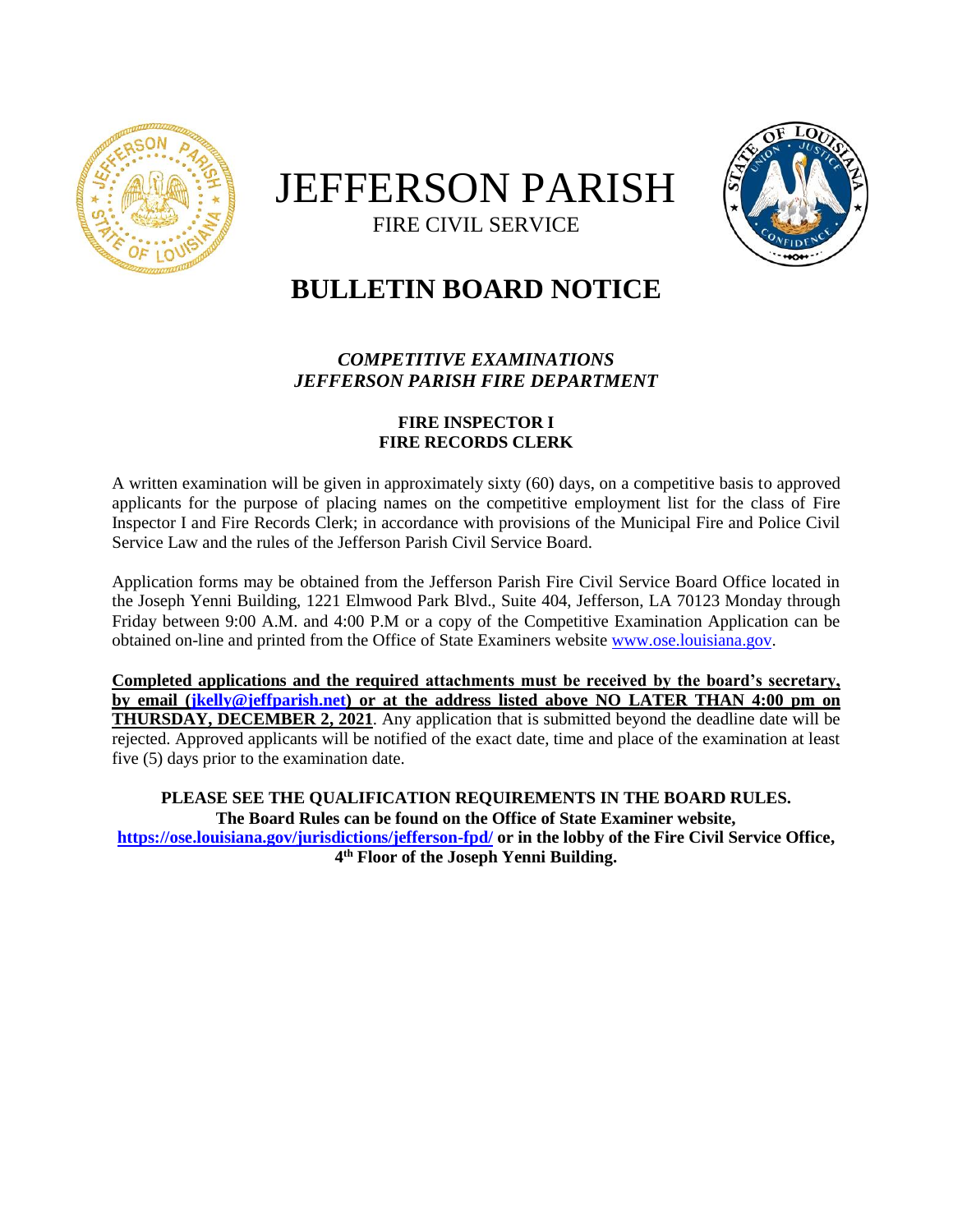# JEFFERSON PARISH

FIRE CIVIL SERVICE

## BULLETIN BOARD NOTICE

***COMPETITIVE EXAMINATIONS***
***JEFFERSON PARISH FIRE DEPARTMENT***

**FIRE INSPECTOR I**
**FIRE RECORDS CLERK**

A written examination will be given in approximately sixty (60) days, on a competitive basis to approved applicants for the purpose of placing names on the competitive employment list for the class of Fire Inspector I and Fire Records Clerk; in accordance with provisions of the Municipal Fire and Police Civil Service Law and the rules of the Jefferson Parish Civil Service Board.

Application forms may be obtained from the Jefferson Parish Fire Civil Service Board Office located in the Joseph Yenni Building, 1221 Elmwood Park Blvd., Suite 404, Jefferson, LA 70123 Monday through Friday between 9:00 A.M. and 4:00 P.M or a copy of the Competitive Examination Application can be obtained on-line and printed from the Office of State Examiners website www.ose.louisiana.gov.

**Completed applications and the required attachments must be received by the board's secretary, by email (jkelly@jeffparish.net) or at the address listed above NO LATER THAN 4:00 pm on THURSDAY, DECEMBER 2, 2021**. Any application that is submitted beyond the deadline date will be rejected. Approved applicants will be notified of the exact date, time and place of the examination at least five (5) days prior to the examination date.

**PLEASE SEE THE QUALIFICATION REQUIREMENTS IN THE BOARD RULES.**
**The Board Rules can be found on the Office of State Examiner website,**
**https://ose.louisiana.gov/jurisdictions/jefferson-fpd/ or in the lobby of the Fire Civil Service Office, 4th Floor of the Joseph Yenni Building.**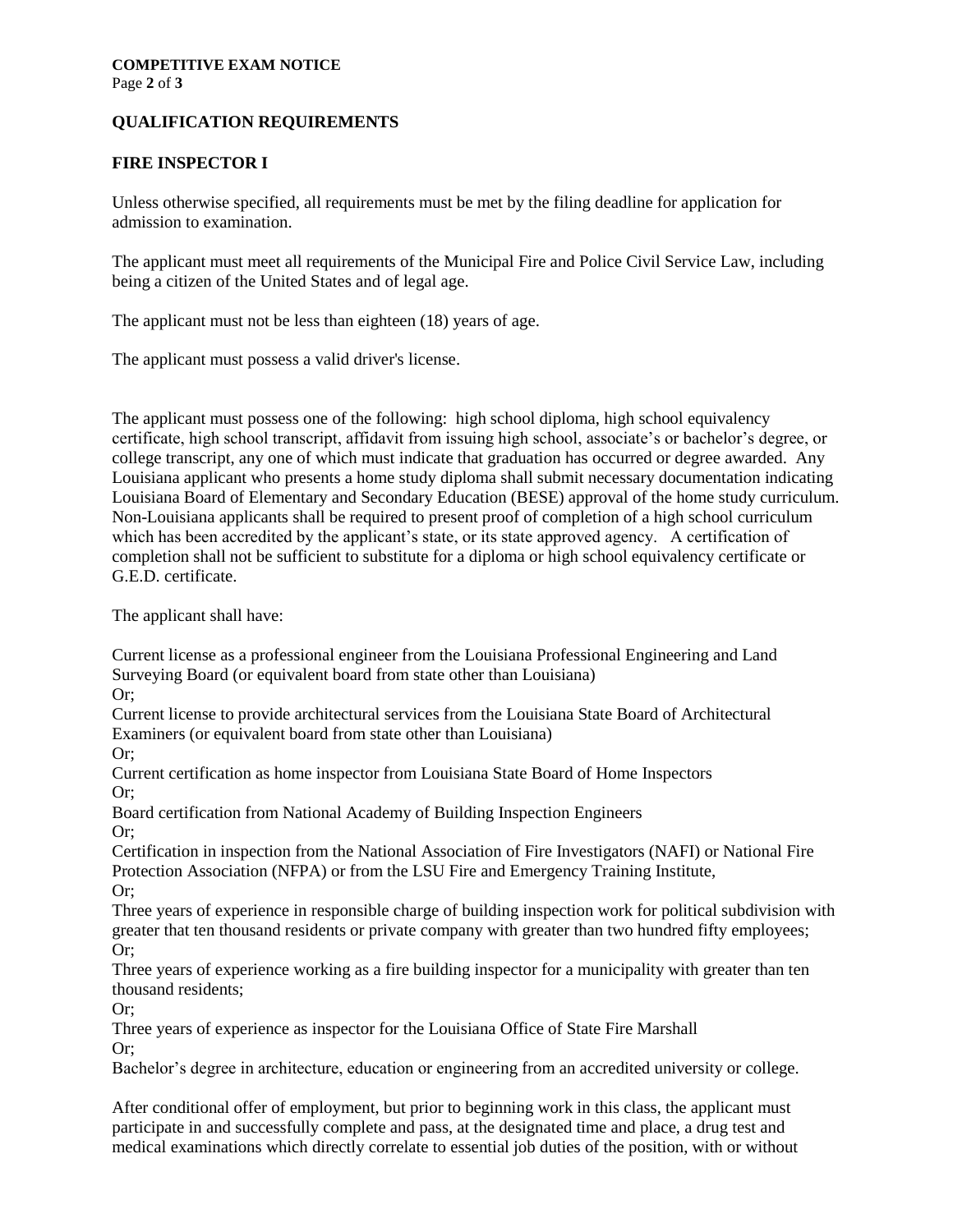## QUALIFICATION REQUIREMENTS

### FIRE INSPECTOR I

Unless otherwise specified, all requirements must be met by the filing deadline for application for admission to examination.

The applicant must meet all requirements of the Municipal Fire and Police Civil Service Law, including being a citizen of the United States and of legal age.

The applicant must not be less than eighteen (18) years of age.

The applicant must possess a valid driver's license.

The applicant must possess one of the following: high school diploma, high school equivalency certificate, high school transcript, affidavit from issuing high school, associate's or bachelor's degree, or college transcript, any one of which must indicate that graduation has occurred or degree awarded. Any Louisiana applicant who presents a home study diploma shall submit necessary documentation indicating Louisiana Board of Elementary and Secondary Education (BESE) approval of the home study curriculum. Non-Louisiana applicants shall be required to present proof of completion of a high school curriculum which has been accredited by the applicant's state, or its state approved agency. A certification of completion shall not be sufficient to substitute for a diploma or high school equivalency certificate or G.E.D. certificate.

The applicant shall have:

Current license as a professional engineer from the Louisiana Professional Engineering and Land Surveying Board (or equivalent board from state other than Louisiana)
Or;
Current license to provide architectural services from the Louisiana State Board of Architectural Examiners (or equivalent board from state other than Louisiana)
Or;
Current certification as home inspector from Louisiana State Board of Home Inspectors
Or;
Board certification from National Academy of Building Inspection Engineers
Or;
Certification in inspection from the National Association of Fire Investigators (NAFI) or National Fire Protection Association (NFPA) or from the LSU Fire and Emergency Training Institute,
Or;
Three years of experience in responsible charge of building inspection work for political subdivision with greater that ten thousand residents or private company with greater than two hundred fifty employees;
Or;
Three years of experience working as a fire building inspector for a municipality with greater than ten thousand residents;
Or;
Three years of experience as inspector for the Louisiana Office of State Fire Marshall
Or;
Bachelor's degree in architecture, education or engineering from an accredited university or college.

After conditional offer of employment, but prior to beginning work in this class, the applicant must participate in and successfully complete and pass, at the designated time and place, a drug test and medical examinations which directly correlate to essential job duties of the position, with or without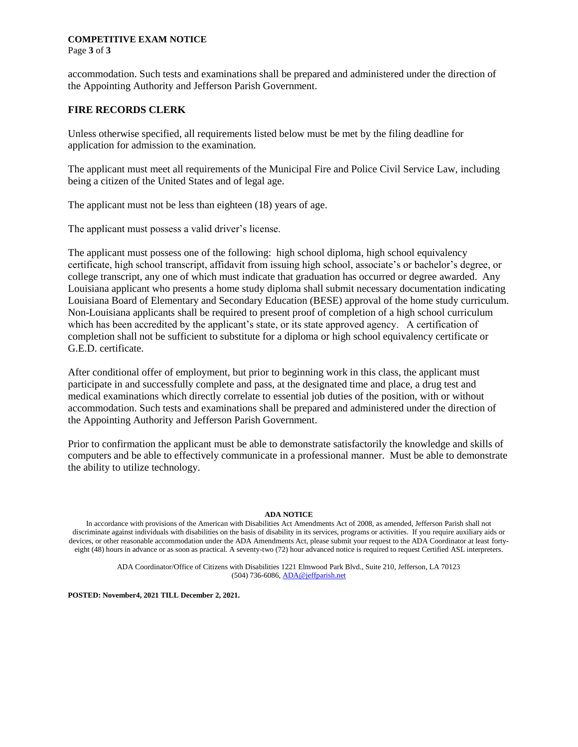accommodation. Such tests and examinations shall be prepared and administered under the direction of the Appointing Authority and Jefferson Parish Government.

## FIRE RECORDS CLERK

Unless otherwise specified, all requirements listed below must be met by the filing deadline for application for admission to the examination.

The applicant must meet all requirements of the Municipal Fire and Police Civil Service Law, including being a citizen of the United States and of legal age.

The applicant must not be less than eighteen (18) years of age.

The applicant must possess a valid driver's license.

The applicant must possess one of the following: high school diploma, high school equivalency certificate, high school transcript, affidavit from issuing high school, associate's or bachelor's degree, or college transcript, any one of which must indicate that graduation has occurred or degree awarded. Any Louisiana applicant who presents a home study diploma shall submit necessary documentation indicating Louisiana Board of Elementary and Secondary Education (BESE) approval of the home study curriculum. Non-Louisiana applicants shall be required to present proof of completion of a high school curriculum which has been accredited by the applicant's state, or its state approved agency. A certification of completion shall not be sufficient to substitute for a diploma or high school equivalency certificate or G.E.D. certificate.

After conditional offer of employment, but prior to beginning work in this class, the applicant must participate in and successfully complete and pass, at the designated time and place, a drug test and medical examinations which directly correlate to essential job duties of the position, with or without accommodation. Such tests and examinations shall be prepared and administered under the direction of the Appointing Authority and Jefferson Parish Government.

Prior to confirmation the applicant must be able to demonstrate satisfactorily the knowledge and skills of computers and be able to effectively communicate in a professional manner. Must be able to demonstrate the ability to utilize technology.

**ADA NOTICE**

In accordance with provisions of the American with Disabilities Act Amendments Act of 2008, as amended, Jefferson Parish shall not discriminate against individuals with disabilities on the basis of disability in its services, programs or activities. If you require auxiliary aids or devices, or other reasonable accommodation under the ADA Amendments Act, please submit your request to the ADA Coordinator at least forty-eight (48) hours in advance or as soon as practical. A seventy-two (72) hour advanced notice is required to request Certified ASL interpreters.

ADA Coordinator/Office of Citizens with Disabilities 1221 Elmwood Park Blvd., Suite 210, Jefferson, LA 70123
(504) 736-6086, ADA@jeffparish.net

**POSTED: November4, 2021 TILL December 2, 2021.**